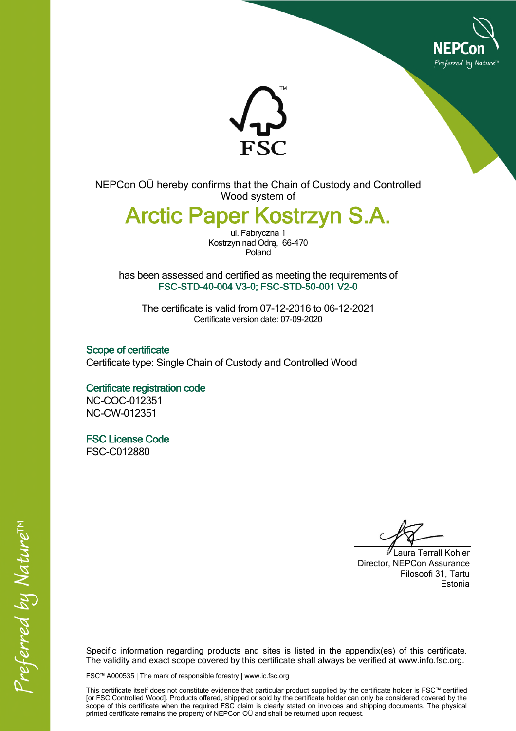NEPCon OÜ hereby confirms that the Chain of Custody and Controlled Wood system of

# Arctic Paper Kostrzyn S.A.

ul. Fabryczna 1
Kostrzyn nad Odrą, 66-470
Poland

has been assessed and certified as meeting the requirements of
**FSC-STD-40-004 V3-0; FSC-STD-50-001 V2-0**

The certificate is valid from 07-12-2016 to 06-12-2021
Certificate version date: 07-09-2020

## Scope of certificate

Certificate type: Single Chain of Custody and Controlled Wood

## Certificate registration code

NC-COC-012351
NC-CW-012351

## FSC License Code

FSC-C012880

Laura Terrall Kohler
Director, NEPCon Assurance
Filosoofi 31, Tartu
Estonia

Specific information regarding products and sites is listed in the appendix(es) of this certificate. The validity and exact scope covered by this certificate shall always be verified at www.info.fsc.org.

FSC™ A000535 | The mark of responsible forestry | www.ic.fsc.org

This certificate itself does not constitute evidence that particular product supplied by the certificate holder is FSC™ certified [or FSC Controlled Wood]. Products offered, shipped or sold by the certificate holder can only be considered covered by the scope of this certificate when the required FSC claim is clearly stated on invoices and shipping documents. The physical printed certificate remains the property of NEPCon OÜ and shall be returned upon request.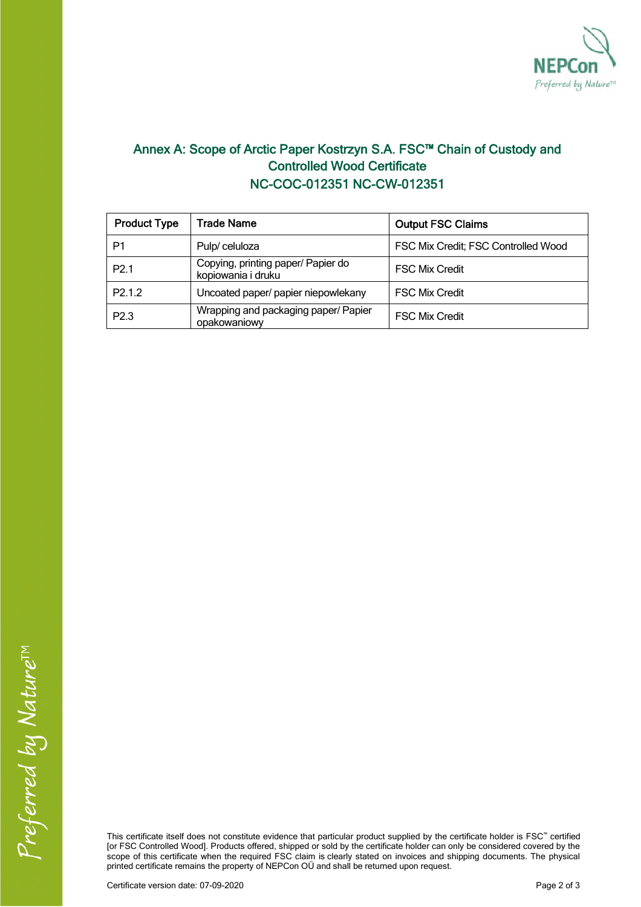## Annex A: Scope of Arctic Paper Kostrzyn S.A. FSC™ Chain of Custody and Controlled Wood Certificate NC-COC-012351 NC-CW-012351

| Product Type | Trade Name | Output FSC Claims |
|---|---|---|
| P1 | Pulp/ celuloza | FSC Mix Credit; FSC Controlled Wood |
| P2.1 | Copying, printing paper/ Papier do kopiowania i druku | FSC Mix Credit |
| P2.1.2 | Uncoated paper/ papier niepowlekany | FSC Mix Credit |
| P2.3 | Wrapping and packaging paper/ Papier opakowaniowy | FSC Mix Credit |

This certificate itself does not constitute evidence that particular product supplied by the certificate holder is FSC™ certified [or FSC Controlled Wood]. Products offered, shipped or sold by the certificate holder can only be considered covered by the scope of this certificate when the required FSC claim is clearly stated on invoices and shipping documents. The physical printed certificate remains the property of NEPCon OÜ and shall be returned upon request.

Certificate version date: 07-09-2020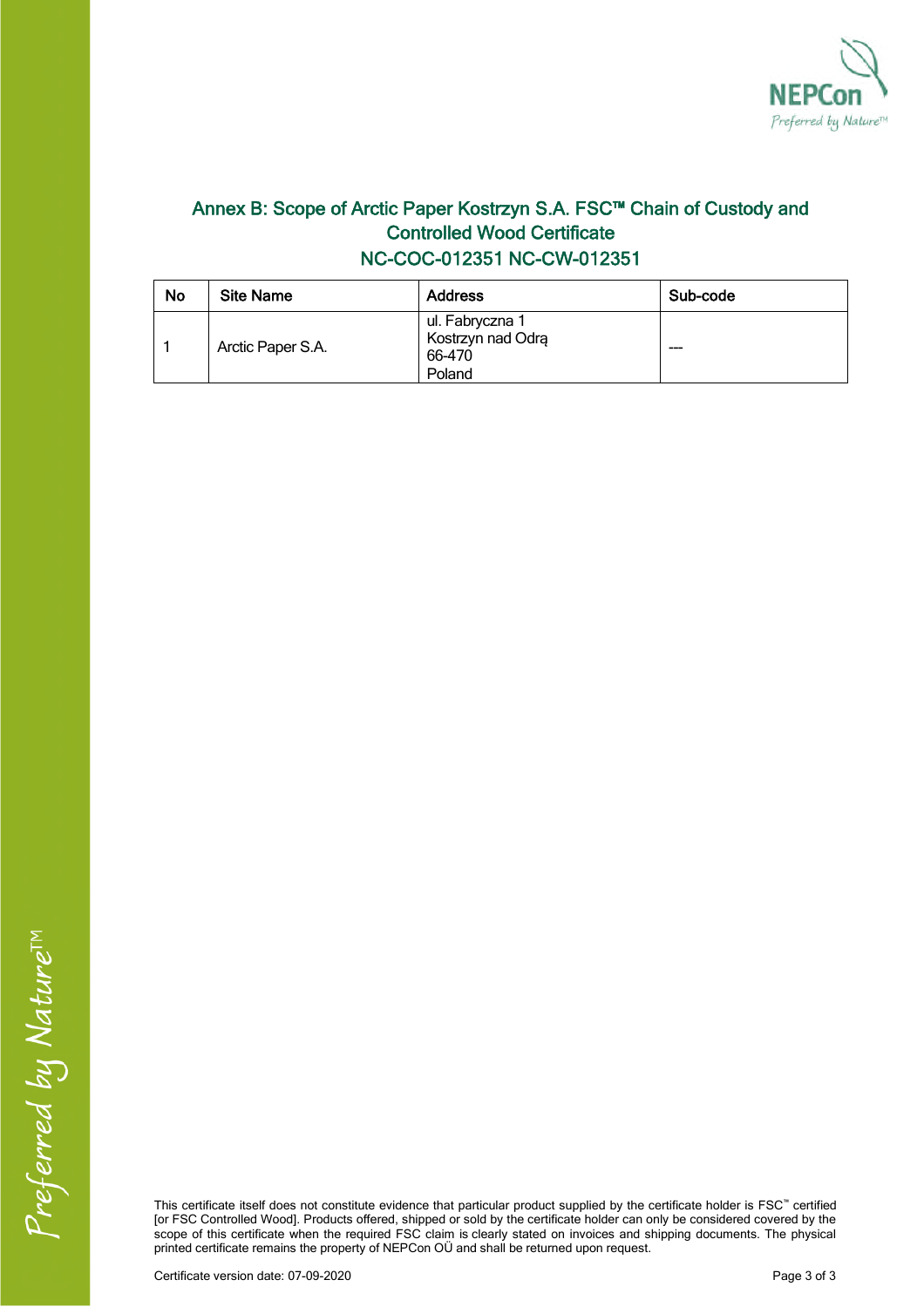## Annex B: Scope of Arctic Paper Kostrzyn S.A. FSC™ Chain of Custody and Controlled Wood Certificate NC-COC-012351 NC-CW-012351

| No | Site Name | Address | Sub-code |
|---|---|---|---|
| 1 | Arctic Paper S.A. | ul. Fabryczna 1<br>Kostrzyn nad Odrą<br>66-470<br>Poland | --- |

This certificate itself does not constitute evidence that particular product supplied by the certificate holder is FSC™ certified [or FSC Controlled Wood]. Products offered, shipped or sold by the certificate holder can only be considered covered by the scope of this certificate when the required FSC claim is clearly stated on invoices and shipping documents. The physical printed certificate remains the property of NEPCon OÜ and shall be returned upon request.

Certificate version date: 07-09-2020